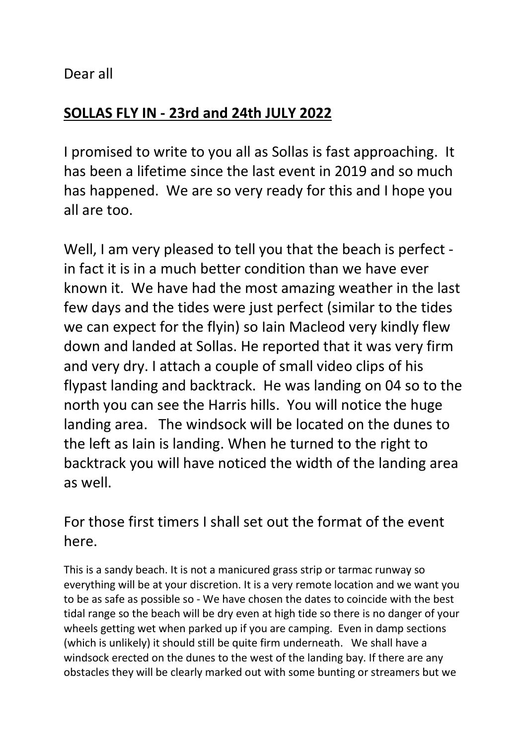Dear all

**SOLLAS FLY IN - 23rd and 24th JULY 2022**

I promised to write to you all as Sollas is fast approaching. It has been a lifetime since the last event in 2019 and so much has happened. We are so very ready for this and I hope you all are too.

Well, I am very pleased to tell you that the beach is perfect - in fact it is in a much better condition than we have ever known it. We have had the most amazing weather in the last few days and the tides were just perfect (similar to the tides we can expect for the flyin) so Iain Macleod very kindly flew down and landed at Sollas. He reported that it was very firm and very dry. I attach a couple of small video clips of his flypast landing and backtrack. He was landing on 04 so to the north you can see the Harris hills. You will notice the huge landing area. The windsock will be located on the dunes to the left as Iain is landing. When he turned to the right to backtrack you will have noticed the width of the landing area as well.

For those first timers I shall set out the format of the event here.

This is a sandy beach. It is not a manicured grass strip or tarmac runway so everything will be at your discretion. It is a very remote location and we want you to be as safe as possible so - We have chosen the dates to coincide with the best tidal range so the beach will be dry even at high tide so there is no danger of your wheels getting wet when parked up if you are camping. Even in damp sections (which is unlikely) it should still be quite firm underneath. We shall have a windsock erected on the dunes to the west of the landing bay. If there are any obstacles they will be clearly marked out with some bunting or streamers but we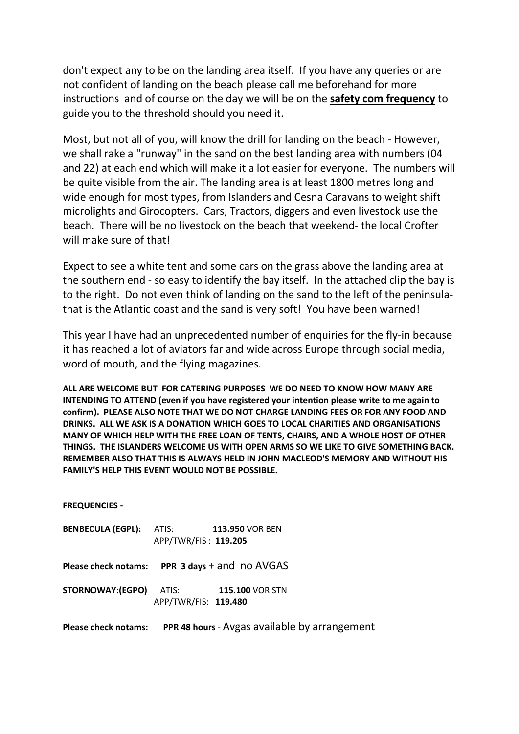don't expect any to be on the landing area itself. If you have any queries or are not confident of landing on the beach please call me beforehand for more instructions and of course on the day we will be on the **safety com frequency** to guide you to the threshold should you need it.

Most, but not all of you, will know the drill for landing on the beach - However, we shall rake a "runway" in the sand on the best landing area with numbers (04 and 22) at each end which will make it a lot easier for everyone. The numbers will be quite visible from the air. The landing area is at least 1800 metres long and wide enough for most types, from Islanders and Cesna Caravans to weight shift microlights and Girocopters. Cars, Tractors, diggers and even livestock use the beach. There will be no livestock on the beach that weekend- the local Crofter will make sure of that!

Expect to see a white tent and some cars on the grass above the landing area at the southern end - so easy to identify the bay itself. In the attached clip the bay is to the right. Do not even think of landing on the sand to the left of the peninsula- that is the Atlantic coast and the sand is very soft! You have been warned!

This year I have had an unprecedented number of enquiries for the fly-in because it has reached a lot of aviators far and wide across Europe through social media, word of mouth, and the flying magazines.

**ALL ARE WELCOME BUT FOR CATERING PURPOSES WE DO NEED TO KNOW HOW MANY ARE INTENDING TO ATTEND (even if you have registered your intention please write to me again to confirm). PLEASE ALSO NOTE THAT WE DO NOT CHARGE LANDING FEES OR FOR ANY FOOD AND DRINKS. ALL WE ASK IS A DONATION WHICH GOES TO LOCAL CHARITIES AND ORGANISATIONS MANY OF WHICH HELP WITH THE FREE LOAN OF TENTS, CHAIRS, AND A WHOLE HOST OF OTHER THINGS. THE ISLANDERS WELCOME US WITH OPEN ARMS SO WE LIKE TO GIVE SOMETHING BACK. REMEMBER ALSO THAT THIS IS ALWAYS HELD IN JOHN MACLEOD'S MEMORY AND WITHOUT HIS FAMILY'S HELP THIS EVENT WOULD NOT BE POSSIBLE.**

**FREQUENCIES -**

**BENBECULA (EGPL):** ATIS: **113.950** VOR BEN
APP/TWR/FIS : **119.205**

**Please check notams:** **PPR 3 days** + and no AVGAS

**STORNOWAY:(EGPO)** ATIS: **115.100** VOR STN
APP/TWR/FIS: **119.480**

**Please check notams:** **PPR 48 hours** - Avgas available by arrangement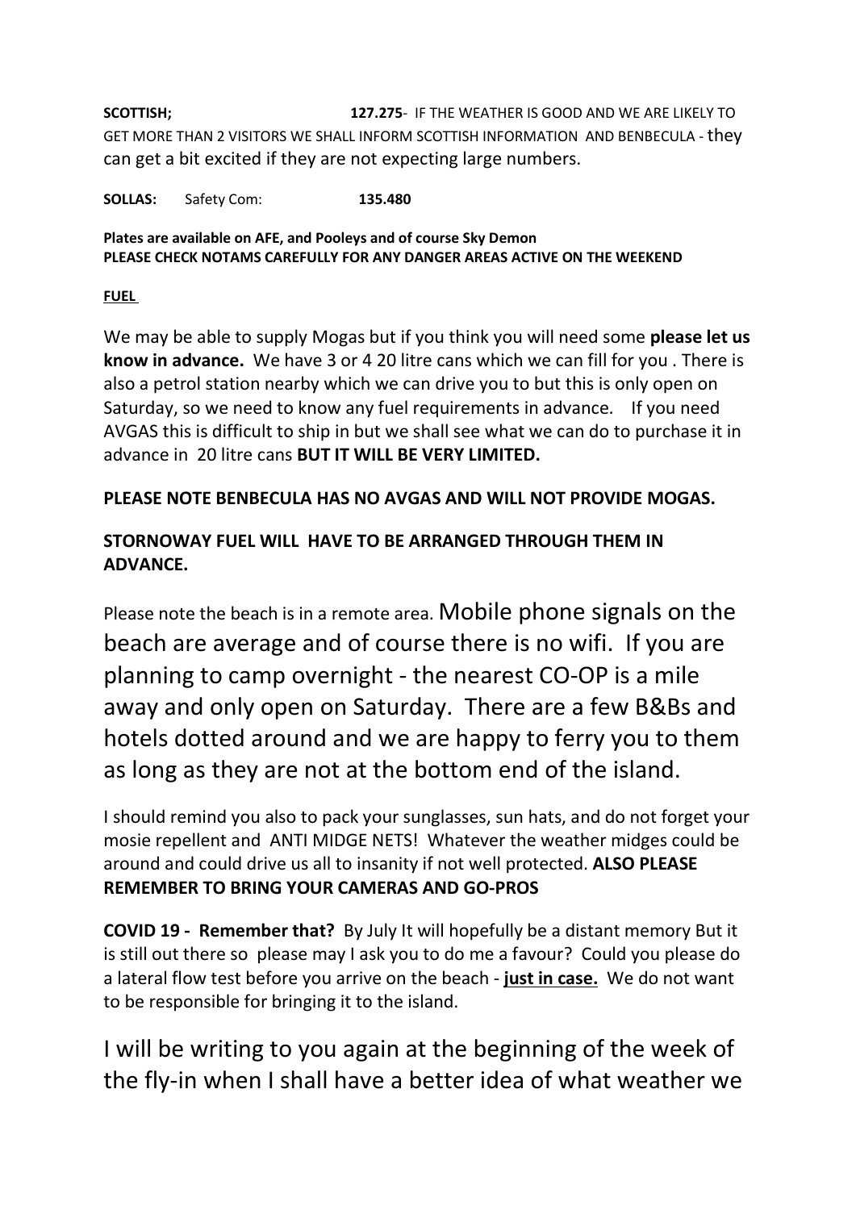**SCOTTISH;** **127.275**- IF THE WEATHER IS GOOD AND WE ARE LIKELY TO GET MORE THAN 2 VISITORS WE SHALL INFORM SCOTTISH INFORMATION AND BENBECULA - they can get a bit excited if they are not expecting large numbers.

**SOLLAS:** Safety Com: **135.480**

**Plates are available on AFE, and Pooleys and of course Sky Demon**
**PLEASE CHECK NOTAMS CAREFULLY FOR ANY DANGER AREAS ACTIVE ON THE WEEKEND**

**FUEL**

We may be able to supply Mogas but if you think you will need some **please let us know in advance.** We have 3 or 4 20 litre cans which we can fill for you . There is also a petrol station nearby which we can drive you to but this is only open on Saturday, so we need to know any fuel requirements in advance. If you need AVGAS this is difficult to ship in but we shall see what we can do to purchase it in advance in 20 litre cans **BUT IT WILL BE VERY LIMITED.**

**PLEASE NOTE BENBECULA HAS NO AVGAS AND WILL NOT PROVIDE MOGAS.**

**STORNOWAY FUEL WILL HAVE TO BE ARRANGED THROUGH THEM IN ADVANCE.**

Please note the beach is in a remote area. Mobile phone signals on the beach are average and of course there is no wifi. If you are planning to camp overnight - the nearest CO-OP is a mile away and only open on Saturday. There are a few B&Bs and hotels dotted around and we are happy to ferry you to them as long as they are not at the bottom end of the island.

I should remind you also to pack your sunglasses, sun hats, and do not forget your mosie repellent and ANTI MIDGE NETS! Whatever the weather midges could be around and could drive us all to insanity if not well protected. **ALSO PLEASE REMEMBER TO BRING YOUR CAMERAS AND GO-PROS**

**COVID 19 - Remember that?** By July It will hopefully be a distant memory But it is still out there so please may I ask you to do me a favour? Could you please do a lateral flow test before you arrive on the beach - **just in case.** We do not want to be responsible for bringing it to the island.

I will be writing to you again at the beginning of the week of the fly-in when I shall have a better idea of what weather we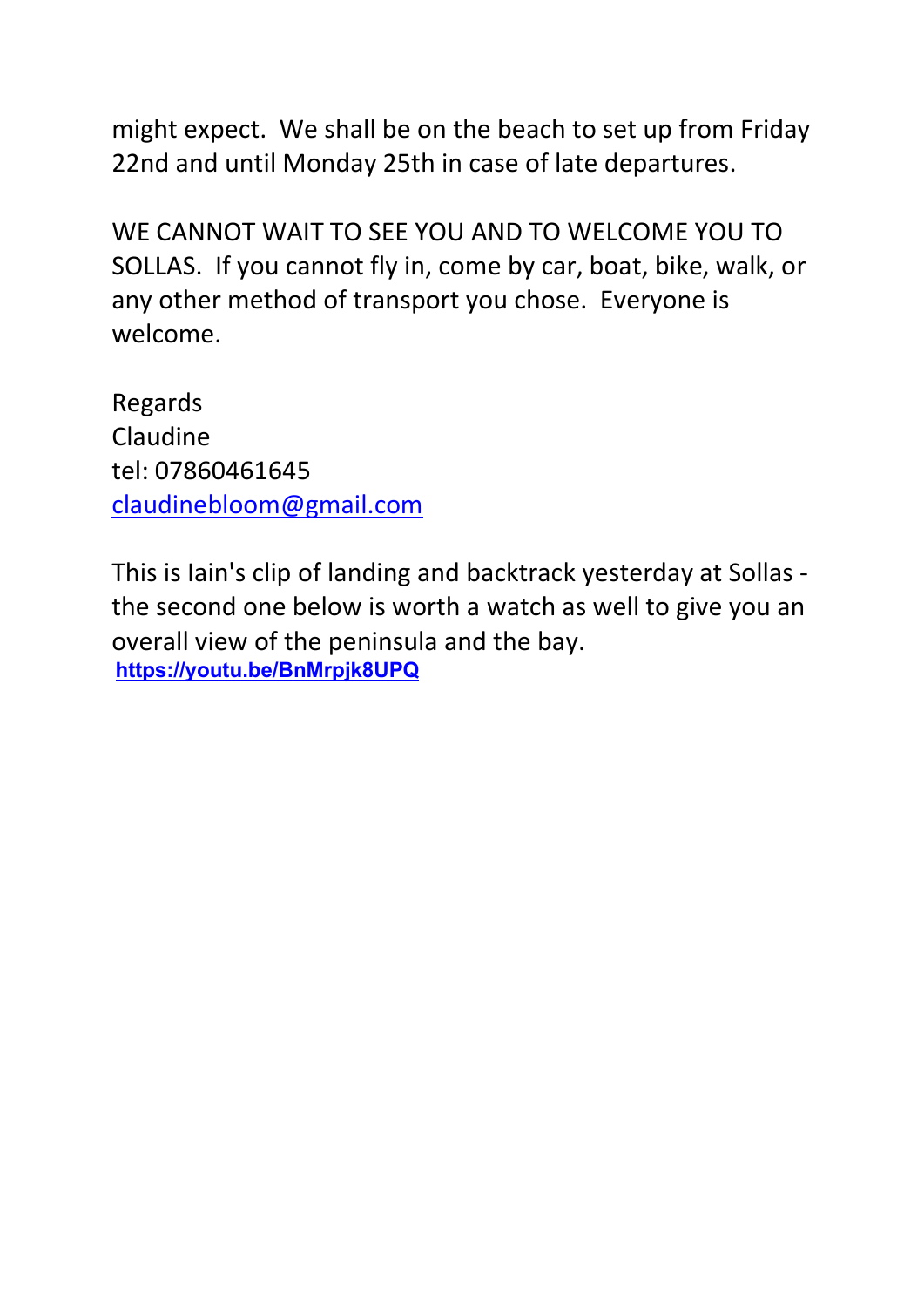might expect. We shall be on the beach to set up from Friday 22nd and until Monday 25th in case of late departures.

WE CANNOT WAIT TO SEE YOU AND TO WELCOME YOU TO SOLLAS. If you cannot fly in, come by car, boat, bike, walk, or any other method of transport you chose. Everyone is welcome.

Regards
Claudine
tel: 07860461645
claudinebloom@gmail.com

This is Iain's clip of landing and backtrack yesterday at Sollas - the second one below is worth a watch as well to give you an overall view of the peninsula and the bay.
**https://youtu.be/BnMrpjk8UPQ**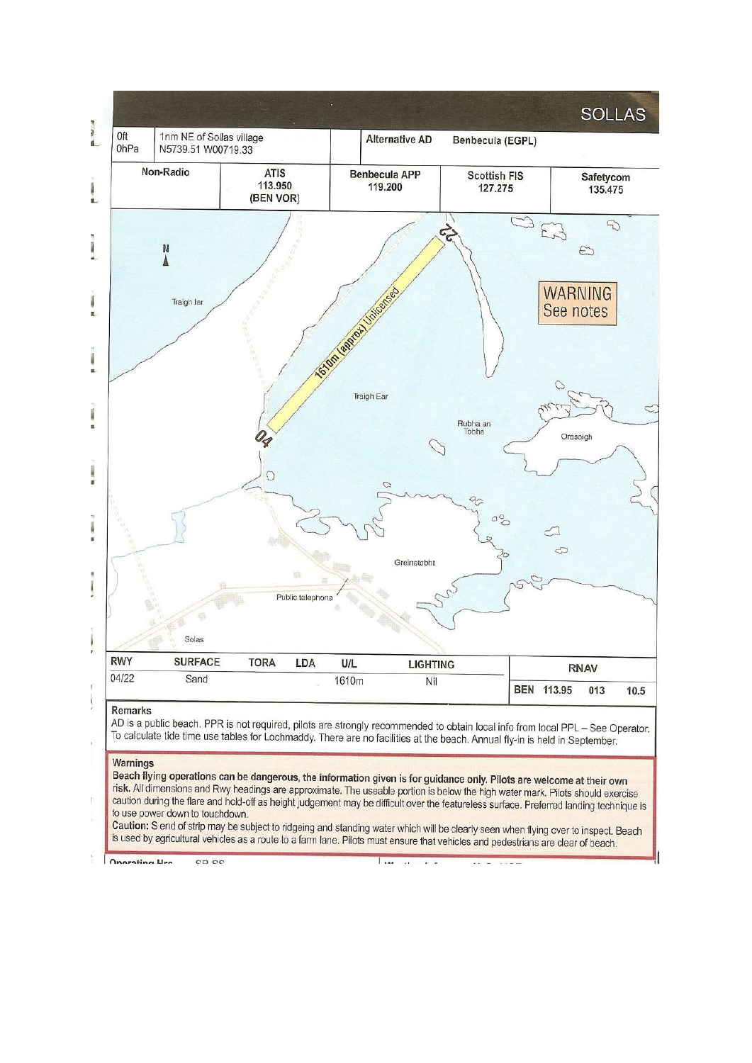# SOLLAS

| 0ft 0hPa | 1nm NE of Sollas village N5739.51 W00719.33 | | Alternative AD | Benbecula (EGPL) |
|---|---|---|---|---|
| Non-Radio | ATIS 113.950 (BEN VOR) | Benbecula APP 119.200 | Scottish FIS 127.275 | Safetycom 135.475 |

N

Traigh Iar

1610m (approx) Unlicensed

22

04

WARNING
See notes

Traigh Ear

Rubha an Tobha

Orasaigh

Greinetobht

Public telephone

Solas

| RWY | SURFACE | TORA | LDA | U/L | LIGHTING | RNAV | | |
|---|---|---|---|---|---|---|---|---|
| 04/22 | Sand | | | 1610m | Nil | BEN 113.95 | 013 | 10.5 |

**Remarks**

AD is a public beach. PPR is not required, pilots are strongly recommended to obtain local info from local PPL – See Operator. To calculate tide time use tables for Lochmaddy. There are no facilities at the beach. Annual fly-in is held in September.

**Warnings**

**Beach flying operations can be dangerous, the information given is for guidance only. Pilots are welcome at their own** risk. All dimensions and Rwy headings are approximate. The useable portion is below the high water mark. Pilots should exercise caution during the flare and hold-off as height judgement may be difficult over the featureless surface. Preferred landing technique is to use power down to touchdown.

Caution: S end of strip may be subject to ridgeing and standing water which will be clearly seen when flying over to inspect. Beach is used by agricultural vehicles as a route to a farm lane. Pilots must ensure that vehicles and pedestrians are clear of beach.

Operating Hrs SR-SS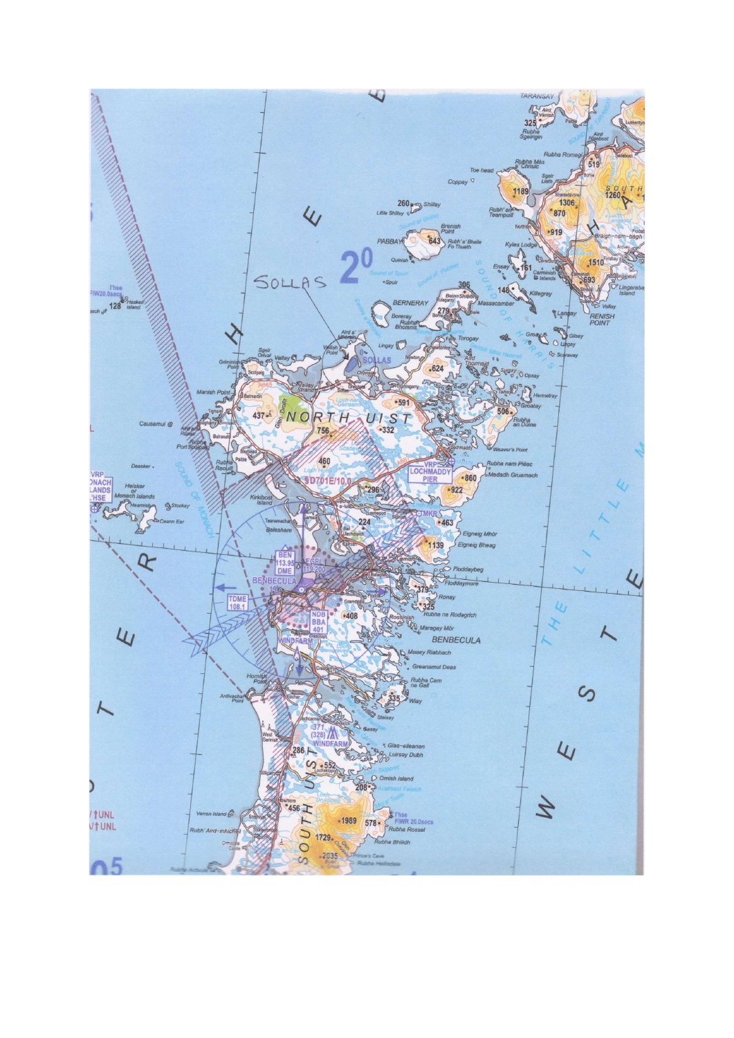SOLLAS

NORTH UIST

SOUTH UIST

BENBECULA

SOUND OF HARRIS

SOUND OF MONACH

THE LITTLE MINCH

SEA OF THE HEBRIDES

TARANSAY

SOUTH HARRIS

PABBAY

BERNERAY

SOLLAS

VRP LOCHMADDY PIER

SD701E/10.0

BEN 113.95 DME

EGPL 119.200

BENBECULA

TDME 108.1

NDB BBA 401

WINDFARM

371 (328) WINDFARM

VRP MONACH ISLANDS L'HSE

Heisker or Monach Islands

L'hse FIW20.0secs

L'hse FIWR 20.0secs

TUNL

TUNL